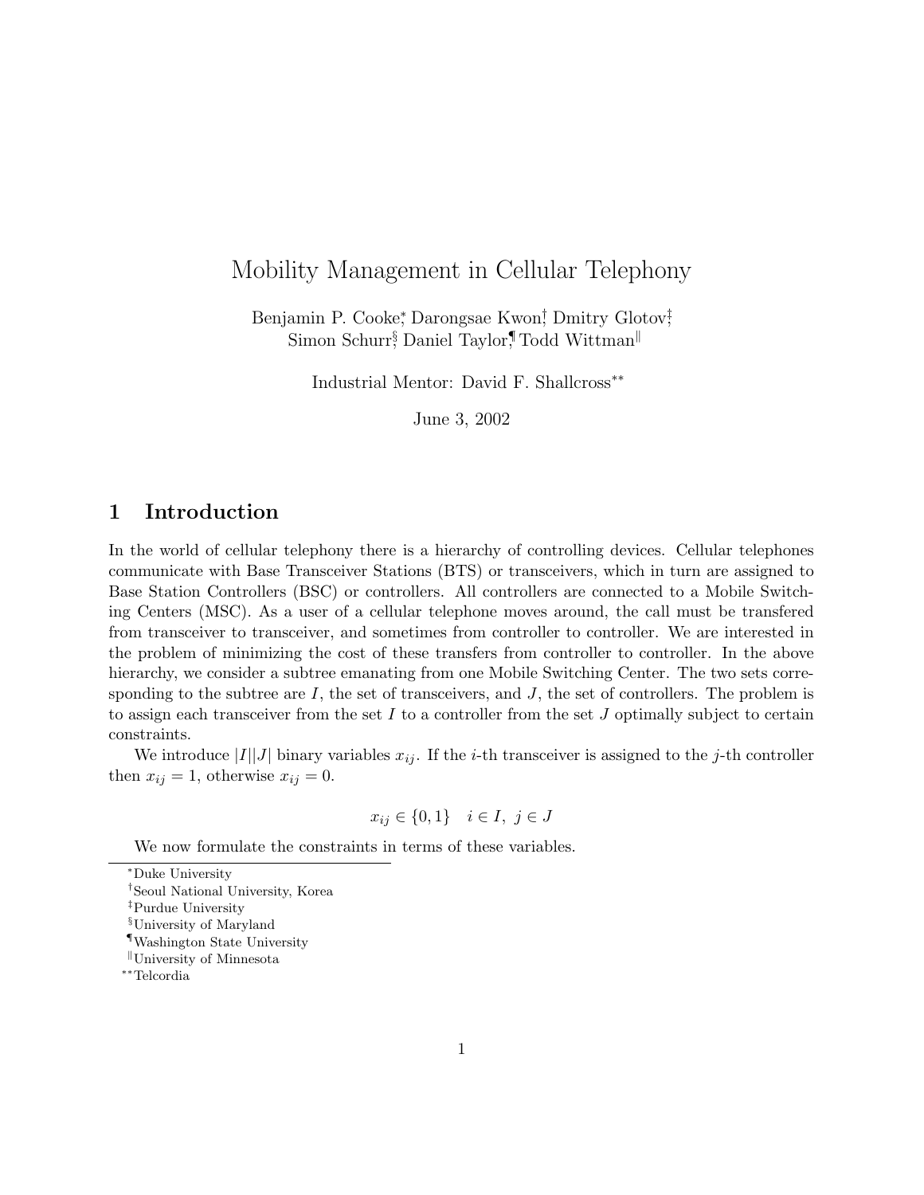#  Mobility Management in Cellular Telephony

Benjamin P. Cooke[*], Darongsae Kwon[†], Dmitry Glotov[‡], Simon Schurr[§], Daniel Taylor[¶], Todd Wittman[‖]

Industrial Mentor: David F. Shallcross[**]

June 3, 2002

## 1 Introduction

In the world of cellular telephony there is a hierarchy of controlling devices. Cellular telephones communicate with Base Transceiver Stations (BTS) or transceivers, which in turn are assigned to Base Station Controllers (BSC) or controllers. All controllers are connected to a Mobile Switching Centers (MSC). As a user of a cellular telephone moves around, the call must be transfered from transceiver to transceiver, and sometimes from controller to controller. We are interested in the problem of minimizing the cost of these transfers from controller to controller. In the above hierarchy, we consider a subtree emanating from one Mobile Switching Center. The two sets corresponding to the subtree are $I$, the set of transceivers, and $J$, the set of controllers. The problem is to assign each transceiver from the set $I$ to a controller from the set $J$ optimally subject to certain constraints.

We introduce $|I||J|$ binary variables $x_{ij}$. If the $i$-th transceiver is assigned to the $j$-th controller then $x_{ij} = 1$, otherwise $x_{ij} = 0$.

$$x_{ij} \in \{0, 1\} \quad i \in I, \ j \in J$$

We now formulate the constraints in terms of these variables.

---

[*] Duke University

[†] Seoul National University, Korea

[‡] Purdue University

[§] University of Maryland

[¶] Washington State University

[‖] University of Minnesota

[**] Telcordia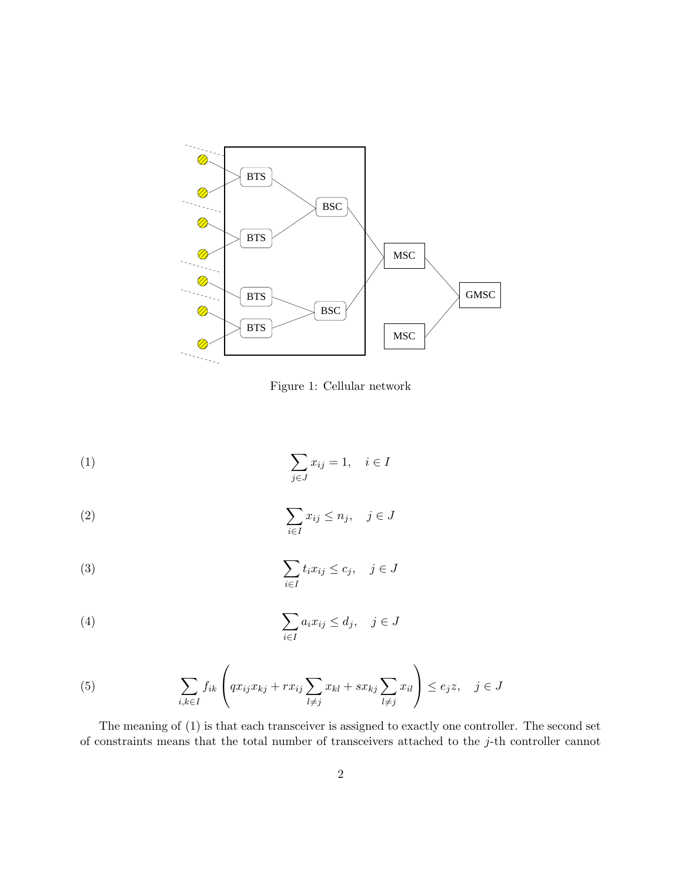Figure 1: Cellular network

$$\sum_{j \in J} x_{ij} = 1, \quad i \in I \tag{1}$$

$$\sum_{i \in I} x_{ij} \leq n_j, \quad j \in J \tag{2}$$

$$\sum_{i \in I} t_i x_{ij} \leq c_j, \quad j \in J \tag{3}$$

$$\sum_{i \in I} a_i x_{ij} \leq d_j, \quad j \in J \tag{4}$$

$$\sum_{i,k \in I} f_{ik} \left( q x_{ij} x_{kj} + r x_{ij} \sum_{l \neq j} x_{kl} + s x_{kj} \sum_{l \neq j} x_{il} \right) \leq e_j z, \quad j \in J \tag{5}$$

The meaning of (1) is that each transceiver is assigned to exactly one controller. The second set of constraints means that the total number of transceivers attached to the $j$-th controller cannot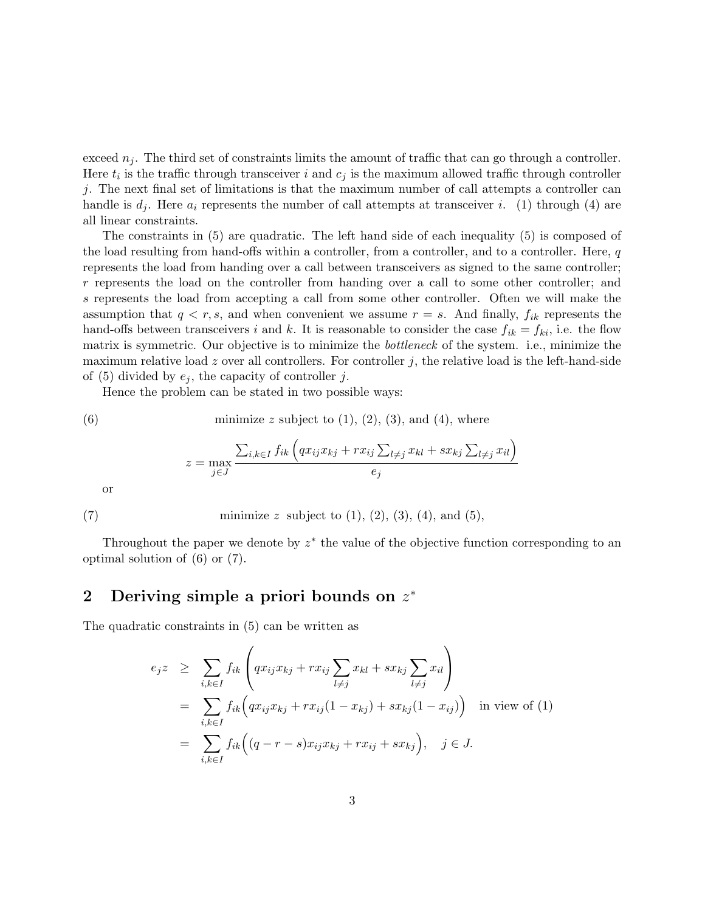exceed $n_j$. The third set of constraints limits the amount of traffic that can go through a controller. Here $t_i$ is the traffic through transceiver $i$ and $c_j$ is the maximum allowed traffic through controller $j$. The next final set of limitations is that the maximum number of call attempts a controller can handle is $d_j$. Here $a_i$ represents the number of call attempts at transceiver $i$. (1) through (4) are all linear constraints.

The constraints in (5) are quadratic. The left hand side of each inequality (5) is composed of the load resulting from hand-offs within a controller, from a controller, and to a controller. Here, $q$ represents the load from handing over a call between transceivers as signed to the same controller; $r$ represents the load on the controller from handing over a call to some other controller; and $s$ represents the load from accepting a call from some other controller. Often we will make the assumption that $q < r, s$, and when convenient we assume $r = s$. And finally, $f_{ik}$ represents the hand-offs between transceivers $i$ and $k$. It is reasonable to consider the case $f_{ik} = f_{ki}$, i.e. the flow matrix is symmetric. Our objective is to minimize the *bottleneck* of the system. i.e., minimize the maximum relative load $z$ over all controllers. For controller $j$, the relative load is the left-hand-side of (5) divided by $e_j$, the capacity of controller $j$.

Hence the problem can be stated in two possible ways:

(6) minimize $z$ subject to (1), (2), (3), and (4), where

$$z = \max_{j \in J} \frac{\sum_{i,k \in I} f_{ik} \left( q x_{ij} x_{kj} + r x_{ij} \sum_{l \neq j} x_{kl} + s x_{kj} \sum_{l \neq j} x_{il} \right)}{e_j}$$

or

(7) minimize $z$ subject to (1), (2), (3), (4), and (5),

Throughout the paper we denote by $z^*$ the value of the objective function corresponding to an optimal solution of (6) or (7).

## 2 Deriving simple a priori bounds on $z^*$

The quadratic constraints in (5) can be written as

$$\begin{aligned}
e_j z &\geq \sum_{i,k \in I} f_{ik} \left( q x_{ij} x_{kj} + r x_{ij} \sum_{l \neq j} x_{kl} + s x_{kj} \sum_{l \neq j} x_{il} \right) \\
&= \sum_{i,k \in I} f_{ik} \Big( q x_{ij} x_{kj} + r x_{ij} (1 - x_{kj}) + s x_{kj} (1 - x_{ij}) \Big) \quad \text{in view of (1)} \\
&= \sum_{i,k \in I} f_{ik} \Big( (q - r - s) x_{ij} x_{kj} + r x_{ij} + s x_{kj} \Big), \quad j \in J.
\end{aligned}$$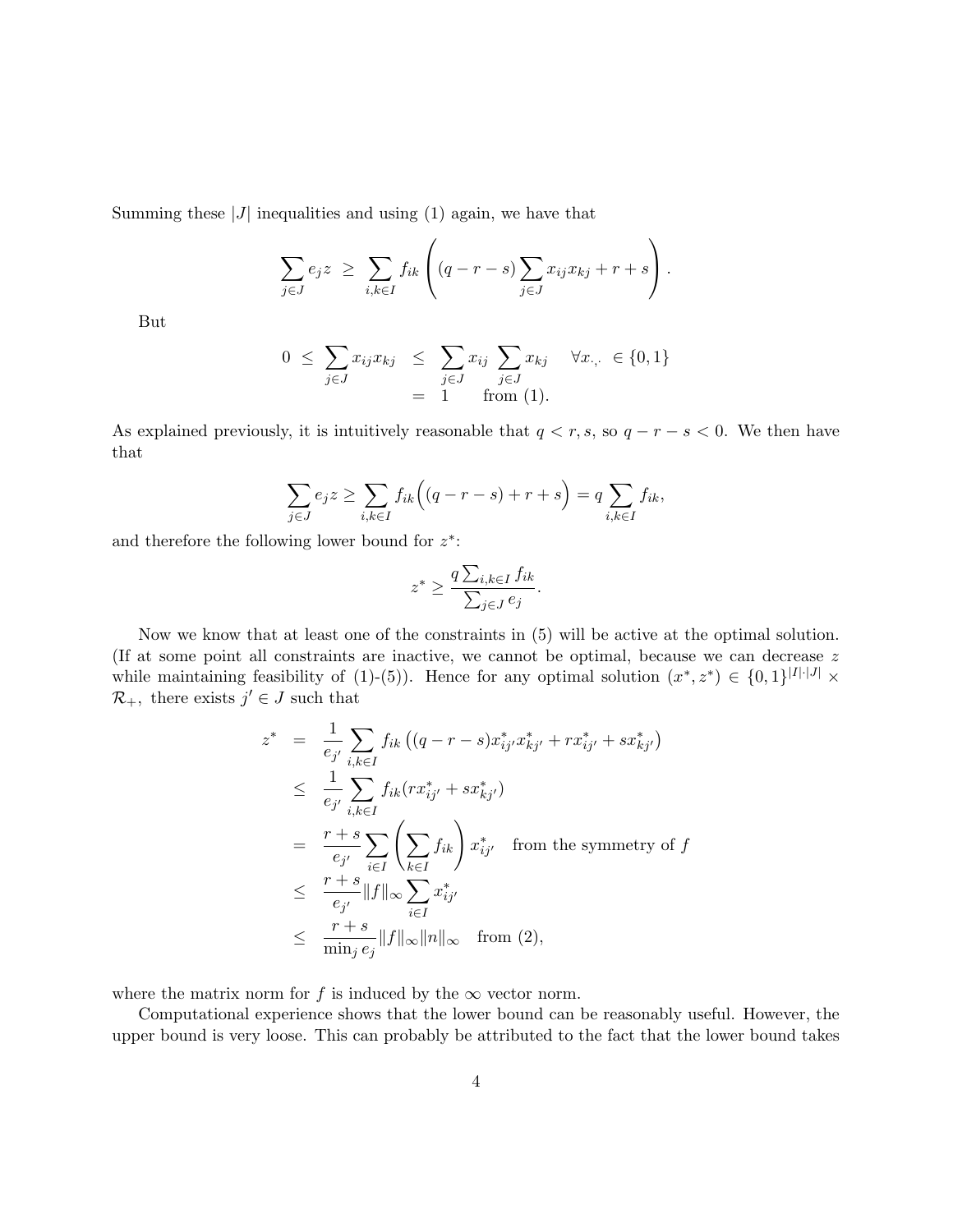Summing these $|J|$ inequalities and using (1) again, we have that

$$\sum_{j \in J} e_j z \;\geq\; \sum_{i,k \in I} f_{ik} \left( (q - r - s) \sum_{j \in J} x_{ij} x_{kj} + r + s \right).$$

But

$$\begin{array}{rcll} 0 \;\leq\; \displaystyle\sum_{j \in J} x_{ij} x_{kj} & \leq & \displaystyle\sum_{j \in J} x_{ij} \sum_{j \in J} x_{kj} & \forall x_{\cdot,\cdot} \in \{0,1\} \\ & = & 1 \quad \text{from (1).} & \end{array}$$

As explained previously, it is intuitively reasonable that $q < r, s$, so $q - r - s < 0$. We then have that

$$\sum_{j \in J} e_j z \geq \sum_{i,k \in I} f_{ik} \Big( (q - r - s) + r + s \Big) = q \sum_{i,k \in I} f_{ik},$$

and therefore the following lower bound for $z^*$:

$$z^* \geq \frac{q \sum_{i,k \in I} f_{ik}}{\sum_{j \in J} e_j}.$$

Now we know that at least one of the constraints in (5) will be active at the optimal solution. (If at some point all constraints are inactive, we cannot be optimal, because we can decrease $z$ while maintaining feasibility of (1)-(5)). Hence for any optimal solution $(x^*, z^*) \in \{0,1\}^{|I| \cdot |J|} \times \mathcal{R}_+$, there exists $j' \in J$ such that

$$\begin{array}{rcll} z^* & = & \displaystyle\frac{1}{e_{j'}} \sum_{i,k \in I} f_{ik} \left( (q - r - s) x^*_{ij'} x^*_{kj'} + r x^*_{ij'} + s x^*_{kj'} \right) & \\ & \leq & \displaystyle\frac{1}{e_{j'}} \sum_{i,k \in I} f_{ik} (r x^*_{ij'} + s x^*_{kj'}) & \\ & = & \displaystyle\frac{r + s}{e_{j'}} \sum_{i \in I} \left( \sum_{k \in I} f_{ik} \right) x^*_{ij'} & \text{from the symmetry of } f \\ & \leq & \displaystyle\frac{r + s}{e_{j'}} \|f\|_\infty \sum_{i \in I} x^*_{ij'} & \\ & \leq & \displaystyle\frac{r + s}{\min_j e_j} \|f\|_\infty \|n\|_\infty & \text{from (2),} \end{array}$$

where the matrix norm for $f$ is induced by the $\infty$ vector norm.

Computational experience shows that the lower bound can be reasonably useful. However, the upper bound is very loose. This can probably be attributed to the fact that the lower bound takes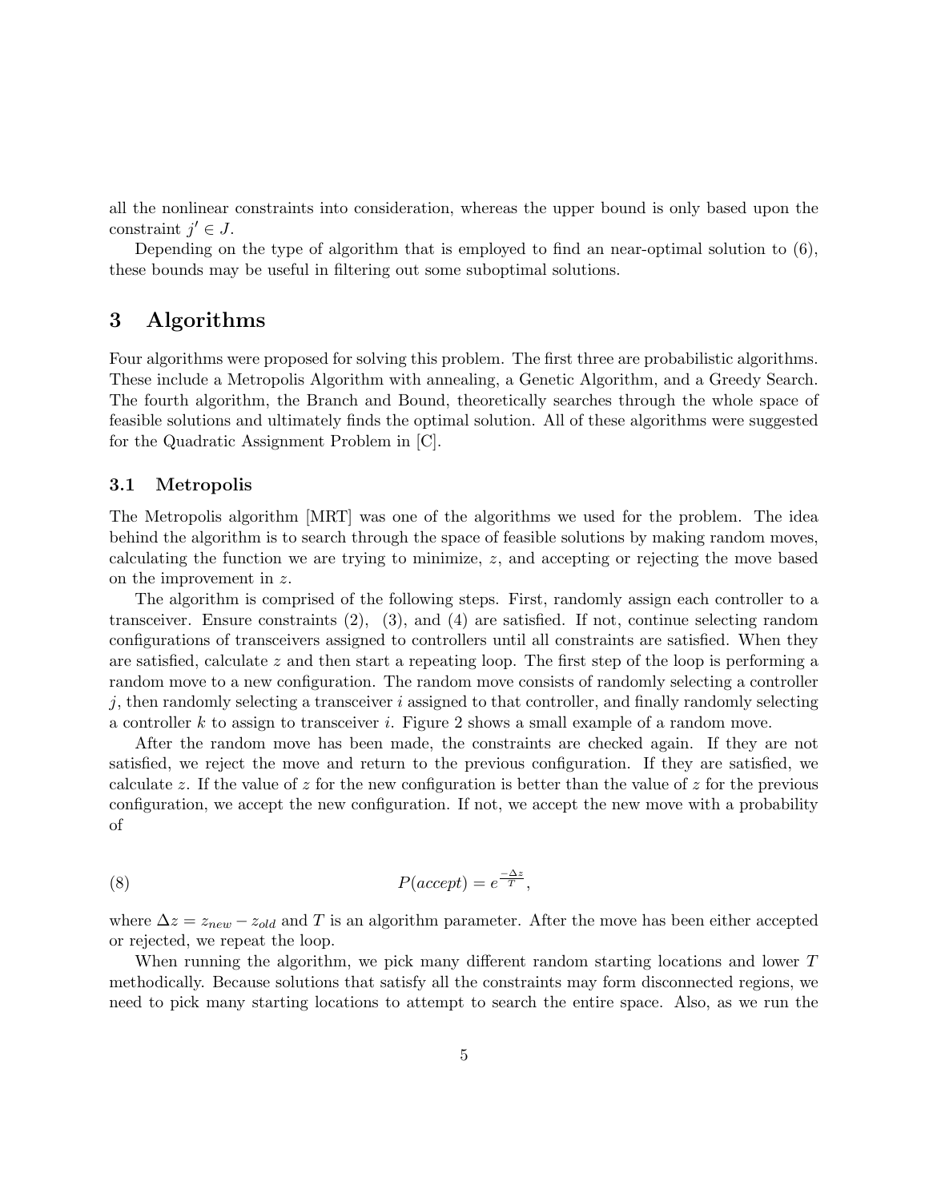all the nonlinear constraints into consideration, whereas the upper bound is only based upon the constraint $j' \in J$.

Depending on the type of algorithm that is employed to find an near-optimal solution to (6), these bounds may be useful in filtering out some suboptimal solutions.

# 3 Algorithms

Four algorithms were proposed for solving this problem. The first three are probabilistic algorithms. These include a Metropolis Algorithm with annealing, a Genetic Algorithm, and a Greedy Search. The fourth algorithm, the Branch and Bound, theoretically searches through the whole space of feasible solutions and ultimately finds the optimal solution. All of these algorithms were suggested for the Quadratic Assignment Problem in [C].

## 3.1 Metropolis

The Metropolis algorithm [MRT] was one of the algorithms we used for the problem. The idea behind the algorithm is to search through the space of feasible solutions by making random moves, calculating the function we are trying to minimize, $z$, and accepting or rejecting the move based on the improvement in $z$.

The algorithm is comprised of the following steps. First, randomly assign each controller to a transceiver. Ensure constraints (2), (3), and (4) are satisfied. If not, continue selecting random configurations of transceivers assigned to controllers until all constraints are satisfied. When they are satisfied, calculate $z$ and then start a repeating loop. The first step of the loop is performing a random move to a new configuration. The random move consists of randomly selecting a controller $j$, then randomly selecting a transceiver $i$ assigned to that controller, and finally randomly selecting a controller $k$ to assign to transceiver $i$. Figure 2 shows a small example of a random move.

After the random move has been made, the constraints are checked again. If they are not satisfied, we reject the move and return to the previous configuration. If they are satisfied, we calculate $z$. If the value of $z$ for the new configuration is better than the value of $z$ for the previous configuration, we accept the new configuration. If not, we accept the new move with a probability of

$$P(accept) = e^{\frac{-\Delta z}{T}}, \tag{8}$$

where $\Delta z = z_{new} - z_{old}$ and $T$ is an algorithm parameter. After the move has been either accepted or rejected, we repeat the loop.

When running the algorithm, we pick many different random starting locations and lower $T$ methodically. Because solutions that satisfy all the constraints may form disconnected regions, we need to pick many starting locations to attempt to search the entire space. Also, as we run the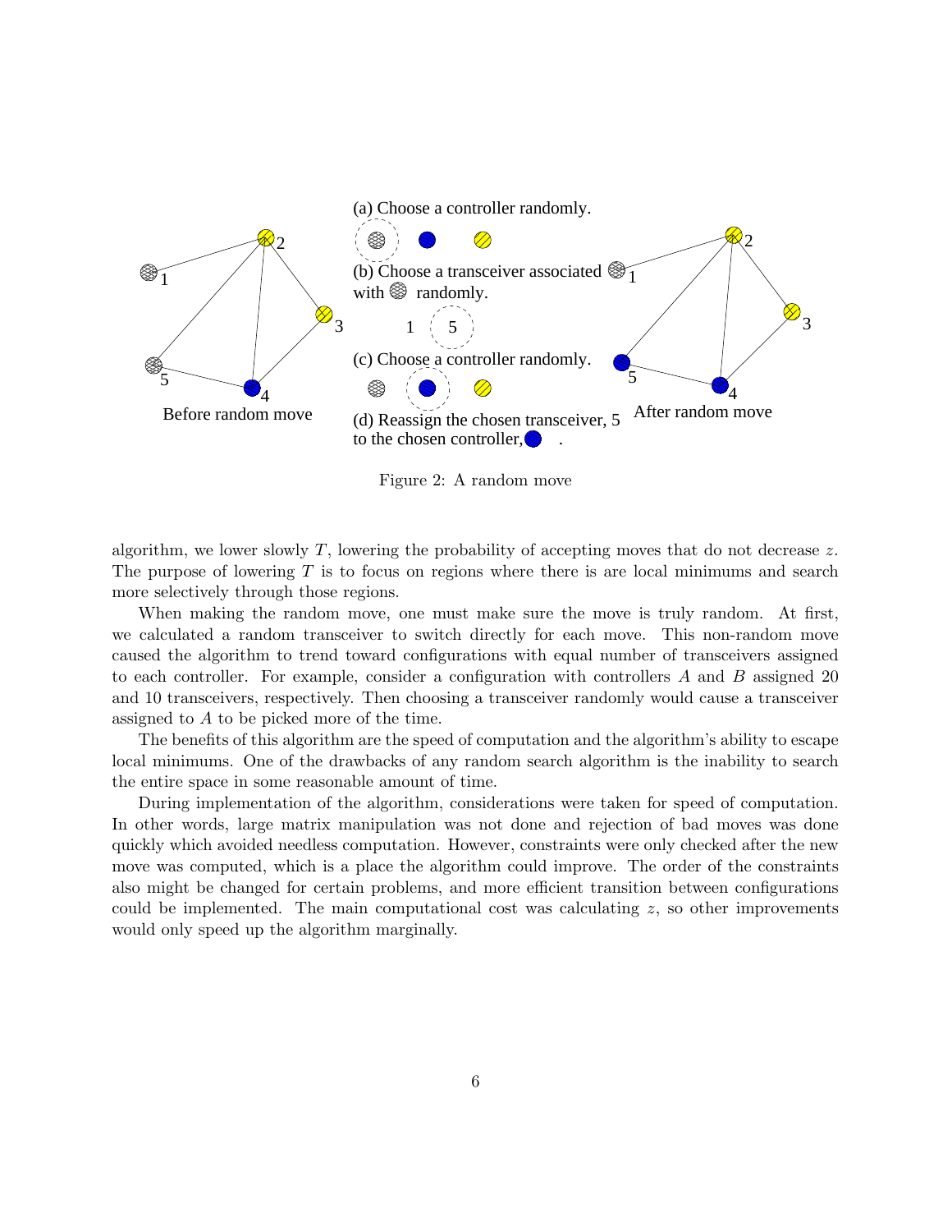(a) Choose a controller randomly.

(b) Choose a transceiver associated with randomly.

(c) Choose a controller randomly.

(d) Reassign the chosen transceiver, 5 to the chosen controller, .

Before random move

After random move

Figure 2: A random move

algorithm, we lower slowly $T$, lowering the probability of accepting moves that do not decrease $z$. The purpose of lowering $T$ is to focus on regions where there is are local minimums and search more selectively through those regions.

When making the random move, one must make sure the move is truly random. At first, we calculated a random transceiver to switch directly for each move. This non-random move caused the algorithm to trend toward configurations with equal number of transceivers assigned to each controller. For example, consider a configuration with controllers $A$ and $B$ assigned 20 and 10 transceivers, respectively. Then choosing a transceiver randomly would cause a transceiver assigned to $A$ to be picked more of the time.

The benefits of this algorithm are the speed of computation and the algorithm's ability to escape local minimums. One of the drawbacks of any random search algorithm is the inability to search the entire space in some reasonable amount of time.

During implementation of the algorithm, considerations were taken for speed of computation. In other words, large matrix manipulation was not done and rejection of bad moves was done quickly which avoided needless computation. However, constraints were only checked after the new move was computed, which is a place the algorithm could improve. The order of the constraints also might be changed for certain problems, and more efficient transition between configurations could be implemented. The main computational cost was calculating $z$, so other improvements would only speed up the algorithm marginally.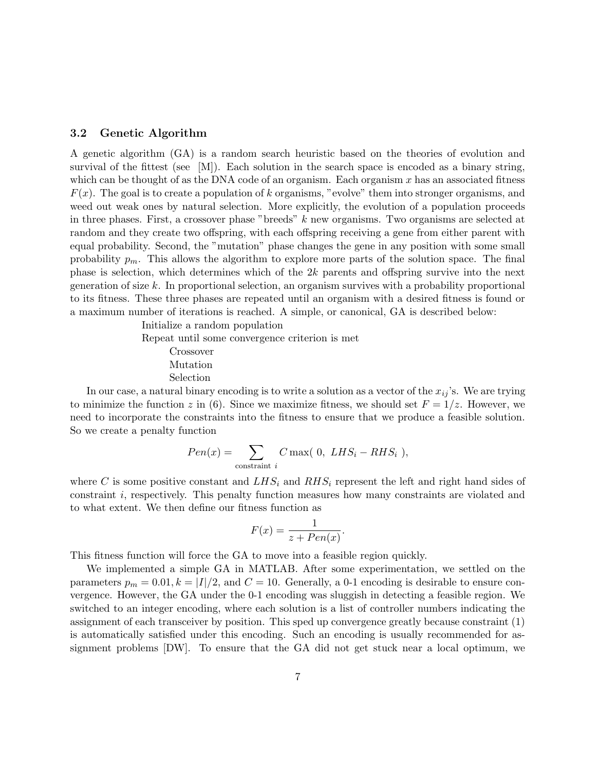### 3.2 Genetic Algorithm

A genetic algorithm (GA) is a random search heuristic based on the theories of evolution and survival of the fittest (see [M]). Each solution in the search space is encoded as a binary string, which can be thought of as the DNA code of an organism. Each organism $x$ has an associated fitness $F(x)$. The goal is to create a population of $k$ organisms, "evolve" them into stronger organisms, and weed out weak ones by natural selection. More explicitly, the evolution of a population proceeds in three phases. First, a crossover phase "breeds" $k$ new organisms. Two organisms are selected at random and they create two offspring, with each offspring receiving a gene from either parent with equal probability. Second, the "mutation" phase changes the gene in any position with some small probability $p_m$. This allows the algorithm to explore more parts of the solution space. The final phase is selection, which determines which of the $2k$ parents and offspring survive into the next generation of size $k$. In proportional selection, an organism survives with a probability proportional to its fitness. These three phases are repeated until an organism with a desired fitness is found or a maximum number of iterations is reached. A simple, or canonical, GA is described below:

```
Initialize a random population
Repeat until some convergence criterion is met
    Crossover
    Mutation
    Selection
```

In our case, a natural binary encoding is to write a solution as a vector of the $x_{ij}$'s. We are trying to minimize the function $z$ in (6). Since we maximize fitness, we should set $F = 1/z$. However, we need to incorporate the constraints into the fitness to ensure that we produce a feasible solution. So we create a penalty function

$$Pen(x) = \sum_{\text{constraint } i} C \max(\ 0,\ LHS_i - RHS_i\ ),$$

where $C$ is some positive constant and $LHS_i$ and $RHS_i$ represent the left and right hand sides of constraint $i$, respectively. This penalty function measures how many constraints are violated and to what extent. We then define our fitness function as

$$F(x) = \frac{1}{z + Pen(x)}.$$

This fitness function will force the GA to move into a feasible region quickly.

We implemented a simple GA in MATLAB. After some experimentation, we settled on the parameters $p_m = 0.01, k = |I|/2$, and $C = 10$. Generally, a 0-1 encoding is desirable to ensure convergence. However, the GA under the 0-1 encoding was sluggish in detecting a feasible region. We switched to an integer encoding, where each solution is a list of controller numbers indicating the assignment of each transceiver by position. This sped up convergence greatly because constraint (1) is automatically satisfied under this encoding. Such an encoding is usually recommended for assignment problems [DW]. To ensure that the GA did not get stuck near a local optimum, we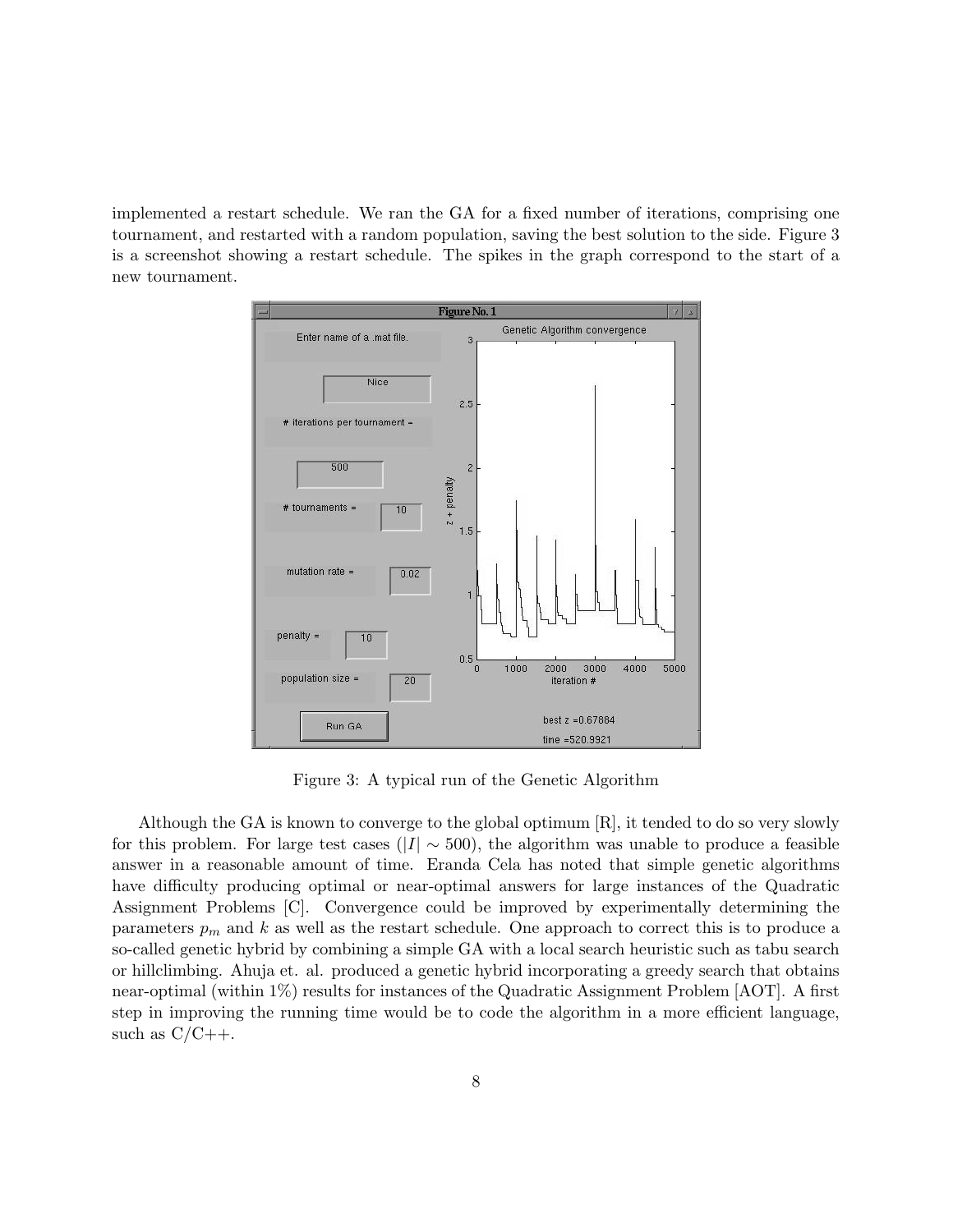implemented a restart schedule. We ran the GA for a fixed number of iterations, comprising one tournament, and restarted with a random population, saving the best solution to the side. Figure 3 is a screenshot showing a restart schedule. The spikes in the graph correspond to the start of a new tournament.

Figure 3: A typical run of the Genetic Algorithm

Although the GA is known to converge to the global optimum [R], it tended to do so very slowly for this problem. For large test cases ($|I| \sim 500$), the algorithm was unable to produce a feasible answer in a reasonable amount of time. Eranda Cela has noted that simple genetic algorithms have difficulty producing optimal or near-optimal answers for large instances of the Quadratic Assignment Problems [C]. Convergence could be improved by experimentally determining the parameters $p_m$ and $k$ as well as the restart schedule. One approach to correct this is to produce a so-called genetic hybrid by combining a simple GA with a local search heuristic such as tabu search or hillclimbing. Ahuja et. al. produced a genetic hybrid incorporating a greedy search that obtains near-optimal (within 1%) results for instances of the Quadratic Assignment Problem [AOT]. A first step in improving the running time would be to code the algorithm in a more efficient language, such as C/C++.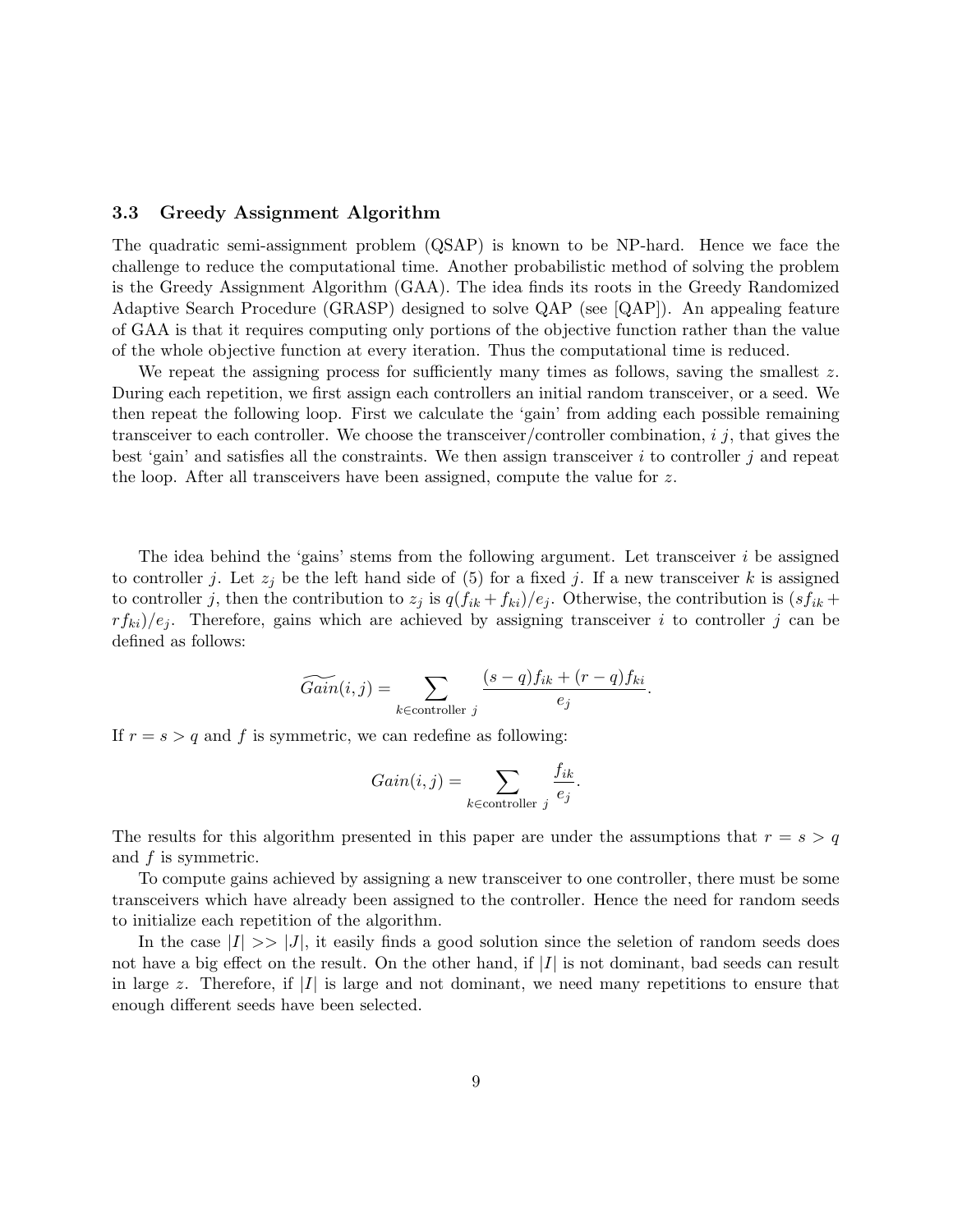### 3.3 Greedy Assignment Algorithm

The quadratic semi-assignment problem (QSAP) is known to be NP-hard. Hence we face the challenge to reduce the computational time. Another probabilistic method of solving the problem is the Greedy Assignment Algorithm (GAA). The idea finds its roots in the Greedy Randomized Adaptive Search Procedure (GRASP) designed to solve QAP (see [QAP]). An appealing feature of GAA is that it requires computing only portions of the objective function rather than the value of the whole objective function at every iteration. Thus the computational time is reduced.

We repeat the assigning process for sufficiently many times as follows, saving the smallest $z$. During each repetition, we first assign each controllers an initial random transceiver, or a seed. We then repeat the following loop. First we calculate the 'gain' from adding each possible remaining transceiver to each controller. We choose the transceiver/controller combination, $i$ $j$, that gives the best 'gain' and satisfies all the constraints. We then assign transceiver $i$ to controller $j$ and repeat the loop. After all transceivers have been assigned, compute the value for $z$.

The idea behind the 'gains' stems from the following argument. Let transceiver $i$ be assigned to controller $j$. Let $z_j$ be the left hand side of (5) for a fixed $j$. If a new transceiver $k$ is assigned to controller $j$, then the contribution to $z_j$ is $q(f_{ik} + f_{ki})/e_j$. Otherwise, the contribution is $(sf_{ik} + rf_{ki})/e_j$. Therefore, gains which are achieved by assigning transceiver $i$ to controller $j$ can be defined as follows:

$$\widetilde{Gain}(i,j) = \sum_{k \in \text{controller } j} \frac{(s-q)f_{ik} + (r-q)f_{ki}}{e_j}.$$

If $r = s > q$ and $f$ is symmetric, we can redefine as following:

$$Gain(i,j) = \sum_{k \in \text{controller } j} \frac{f_{ik}}{e_j}.$$

The results for this algorithm presented in this paper are under the assumptions that $r = s > q$ and $f$ is symmetric.

To compute gains achieved by assigning a new transceiver to one controller, there must be some transceivers which have already been assigned to the controller. Hence the need for random seeds to initialize each repetition of the algorithm.

In the case $|I| >> |J|$, it easily finds a good solution since the seletion of random seeds does not have a big effect on the result. On the other hand, if $|I|$ is not dominant, bad seeds can result in large $z$. Therefore, if $|I|$ is large and not dominant, we need many repetitions to ensure that enough different seeds have been selected.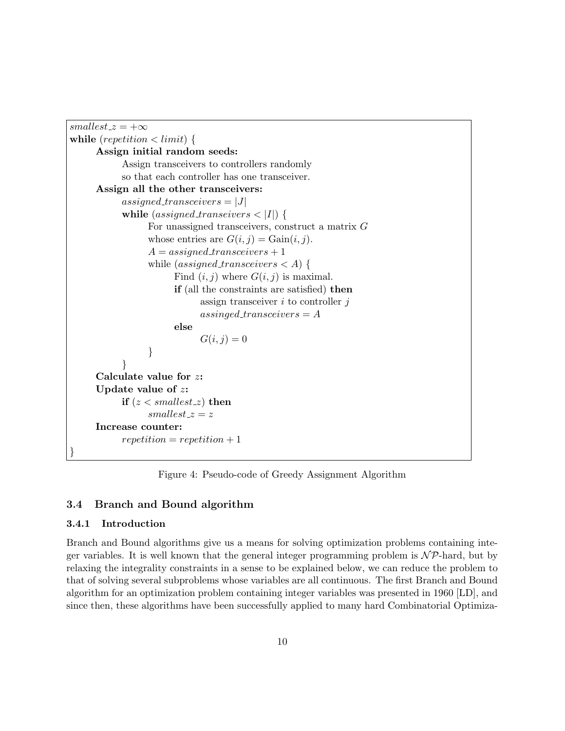```
smallest_z = +∞
while (repetition < limit) {
    Assign initial random seeds:
        Assign transceivers to controllers randomly
        so that each controller has one transceiver.
    Assign all the other transceivers:
        assigned_transceivers = |J|
        while (assigned_transeivers < |I|) {
            For unassigned transceivers, construct a matrix G
            whose entries are G(i, j) = Gain(i, j).
            A = assigned_transceivers + 1
            while (assigned_transceivers < A) {
                Find (i, j) where G(i, j) is maximal.
                if (all the constraints are satisfied) then
                    assign transceiver i to controller j
                    assinged_transceivers = A
                else
                    G(i, j) = 0
            }
        }
    Calculate value for z:
    Update value of z:
        if (z < smallest_z) then
            smallest_z = z
    Increase counter:
        repetition = repetition + 1
}
```

Figure 4: Pseudo-code of Greedy Assignment Algorithm

### 3.4 Branch and Bound algorithm

#### 3.4.1 Introduction

Branch and Bound algorithms give us a means for solving optimization problems containing integer variables. It is well known that the general integer programming problem is $\mathcal{NP}$-hard, but by relaxing the integrality constraints in a sense to be explained below, we can reduce the problem to that of solving several subproblems whose variables are all continuous. The first Branch and Bound algorithm for an optimization problem containing integer variables was presented in 1960 [LD], and since then, these algorithms have been successfully applied to many hard Combinatorial Optimiza-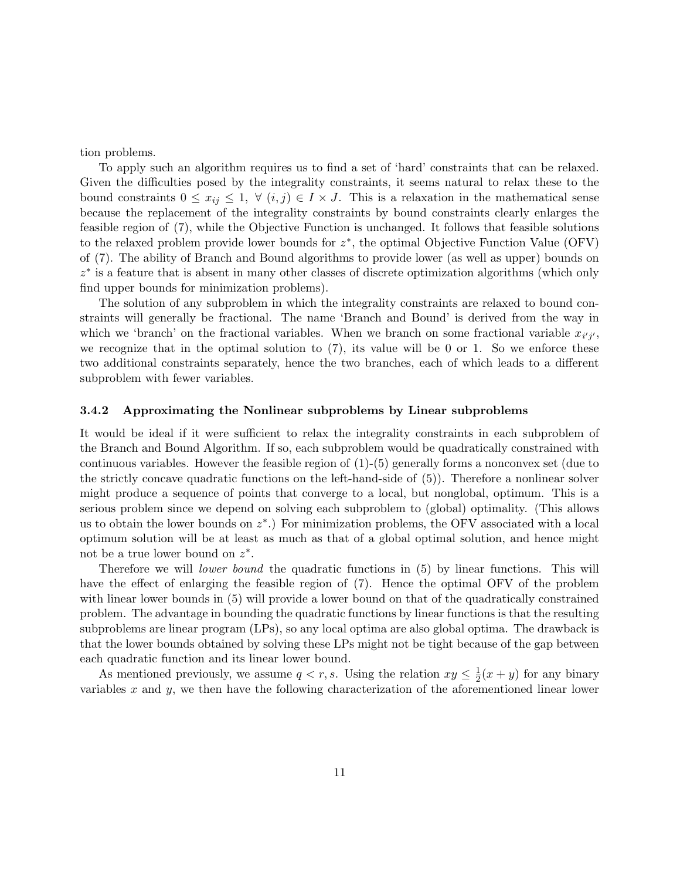tion problems.

To apply such an algorithm requires us to find a set of 'hard' constraints that can be relaxed. Given the difficulties posed by the integrality constraints, it seems natural to relax these to the bound constraints $0 \leq x_{ij} \leq 1, \ \forall \ (i,j) \in I \times J$. This is a relaxation in the mathematical sense because the replacement of the integrality constraints by bound constraints clearly enlarges the feasible region of (7), while the Objective Function is unchanged. It follows that feasible solutions to the relaxed problem provide lower bounds for $z^*$, the optimal Objective Function Value (OFV) of (7). The ability of Branch and Bound algorithms to provide lower (as well as upper) bounds on $z^*$ is a feature that is absent in many other classes of discrete optimization algorithms (which only find upper bounds for minimization problems).

The solution of any subproblem in which the integrality constraints are relaxed to bound constraints will generally be fractional. The name 'Branch and Bound' is derived from the way in which we 'branch' on the fractional variables. When we branch on some fractional variable $x_{i'j'}$, we recognize that in the optimal solution to (7), its value will be 0 or 1. So we enforce these two additional constraints separately, hence the two branches, each of which leads to a different subproblem with fewer variables.

### 3.4.2 Approximating the Nonlinear subproblems by Linear subproblems

It would be ideal if it were sufficient to relax the integrality constraints in each subproblem of the Branch and Bound Algorithm. If so, each subproblem would be quadratically constrained with continuous variables. However the feasible region of (1)-(5) generally forms a nonconvex set (due to the strictly concave quadratic functions on the left-hand-side of (5)). Therefore a nonlinear solver might produce a sequence of points that converge to a local, but nonglobal, optimum. This is a serious problem since we depend on solving each subproblem to (global) optimality. (This allows us to obtain the lower bounds on $z^*$.) For minimization problems, the OFV associated with a local optimum solution will be at least as much as that of a global optimal solution, and hence might not be a true lower bound on $z^*$.

Therefore we will *lower bound* the quadratic functions in (5) by linear functions. This will have the effect of enlarging the feasible region of (7). Hence the optimal OFV of the problem with linear lower bounds in (5) will provide a lower bound on that of the quadratically constrained problem. The advantage in bounding the quadratic functions by linear functions is that the resulting subproblems are linear program (LPs), so any local optima are also global optima. The drawback is that the lower bounds obtained by solving these LPs might not be tight because of the gap between each quadratic function and its linear lower bound.

As mentioned previously, we assume $q < r, s$. Using the relation $xy \leq \frac{1}{2}(x + y)$ for any binary variables $x$ and $y$, we then have the following characterization of the aforementioned linear lower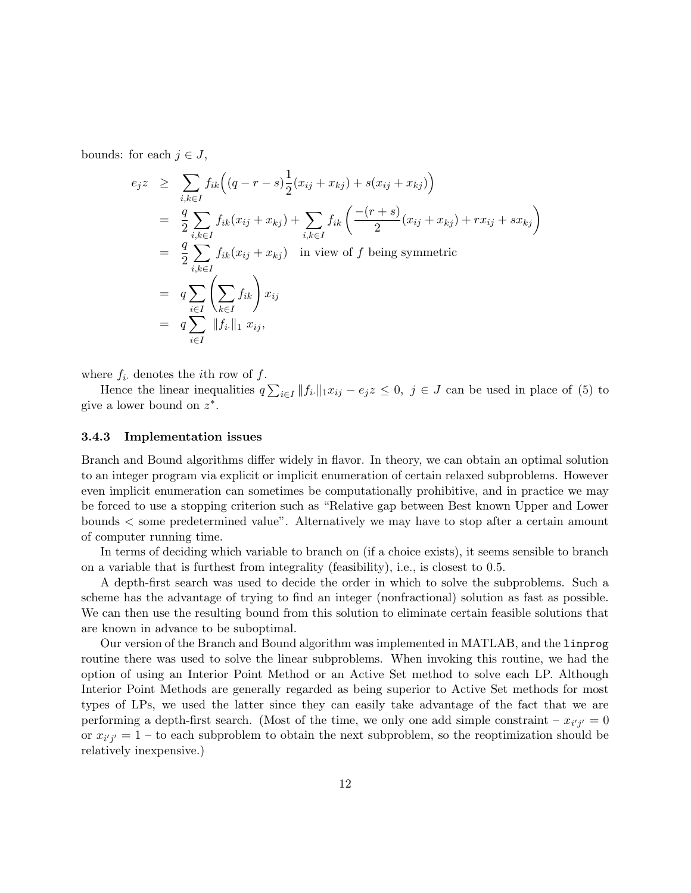bounds: for each $j \in J$,

$$
\begin{aligned}
e_j z &\geq \sum_{i,k \in I} f_{ik}\Big((q-r-s)\frac{1}{2}(x_{ij}+x_{kj}) + s(x_{ij}+x_{kj})\Big) \\
&= \frac{q}{2}\sum_{i,k \in I} f_{ik}(x_{ij}+x_{kj}) + \sum_{i,k \in I} f_{ik}\left(\frac{-(r+s)}{2}(x_{ij}+x_{kj}) + r x_{ij} + s x_{kj}\right) \\
&= \frac{q}{2}\sum_{i,k \in I} f_{ik}(x_{ij}+x_{kj}) \quad \text{in view of } f \text{ being symmetric} \\
&= q\sum_{i \in I}\left(\sum_{k \in I} f_{ik}\right) x_{ij} \\
&= q\sum_{i \in I} \|f_{i\cdot}\|_1 \, x_{ij},
\end{aligned}
$$

where $f_{i\cdot}$ denotes the $i$th row of $f$.

Hence the linear inequalities $q\sum_{i \in I}\|f_{i\cdot}\|_1 x_{ij} - e_j z \leq 0, \ j \in J$ can be used in place of (5) to give a lower bound on $z^*$.

### 3.4.3 Implementation issues

Branch and Bound algorithms differ widely in flavor. In theory, we can obtain an optimal solution to an integer program via explicit or implicit enumeration of certain relaxed subproblems. However even implicit enumeration can sometimes be computationally prohibitive, and in practice we may be forced to use a stopping criterion such as "Relative gap between Best known Upper and Lower bounds < some predetermined value". Alternatively we may have to stop after a certain amount of computer running time.

In terms of deciding which variable to branch on (if a choice exists), it seems sensible to branch on a variable that is furthest from integrality (feasibility), i.e., is closest to 0.5.

A depth-first search was used to decide the order in which to solve the subproblems. Such a scheme has the advantage of trying to find an integer (nonfractional) solution as fast as possible. We can then use the resulting bound from this solution to eliminate certain feasible solutions that are known in advance to be suboptimal.

Our version of the Branch and Bound algorithm was implemented in MATLAB, and the `linprog` routine there was used to solve the linear subproblems. When invoking this routine, we had the option of using an Interior Point Method or an Active Set method to solve each LP. Although Interior Point Methods are generally regarded as being superior to Active Set methods for most types of LPs, we used the latter since they can easily take advantage of the fact that we are performing a depth-first search. (Most of the time, we only one add simple constraint – $x_{i'j'} = 0$ or $x_{i'j'} = 1$ – to each subproblem to obtain the next subproblem, so the reoptimization should be relatively inexpensive.)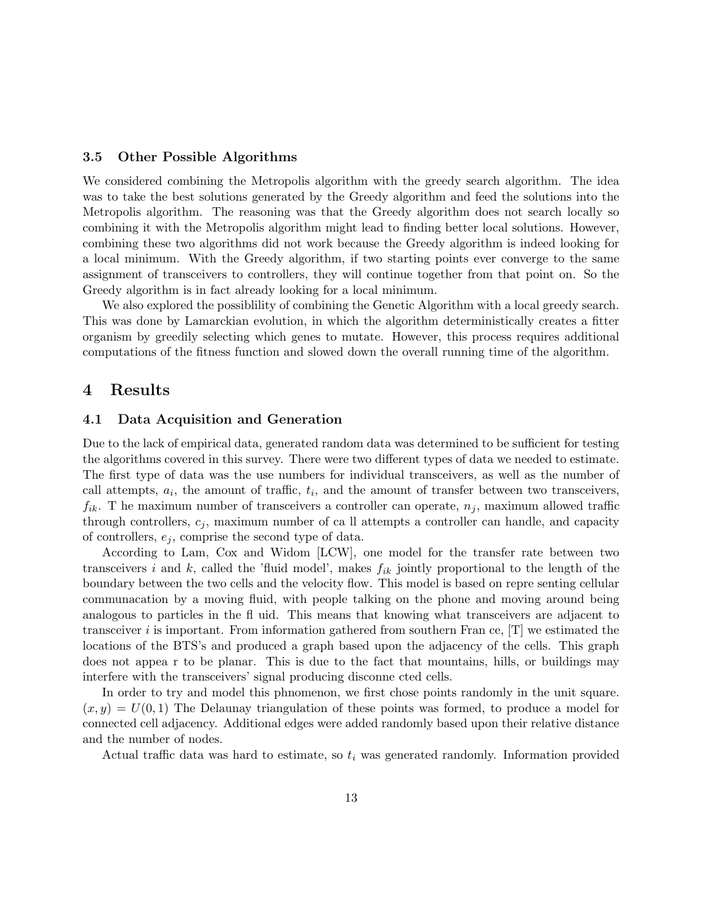### 3.5 Other Possible Algorithms

We considered combining the Metropolis algorithm with the greedy search algorithm. The idea was to take the best solutions generated by the Greedy algorithm and feed the solutions into the Metropolis algorithm. The reasoning was that the Greedy algorithm does not search locally so combining it with the Metropolis algorithm might lead to finding better local solutions. However, combining these two algorithms did not work because the Greedy algorithm is indeed looking for a local minimum. With the Greedy algorithm, if two starting points ever converge to the same assignment of transceivers to controllers, they will continue together from that point on. So the Greedy algorithm is in fact already looking for a local minimum.

We also explored the possiblility of combining the Genetic Algorithm with a local greedy search. This was done by Lamarckian evolution, in which the algorithm deterministically creates a fitter organism by greedily selecting which genes to mutate. However, this process requires additional computations of the fitness function and slowed down the overall running time of the algorithm.

## 4 Results

### 4.1 Data Acquisition and Generation

Due to the lack of empirical data, generated random data was determined to be sufficient for testing the algorithms covered in this survey. There were two different types of data we needed to estimate. The first type of data was the use numbers for individual transceivers, as well as the number of call attempts, $a_i$, the amount of traffic, $t_i$, and the amount of transfer between two transceivers, $f_{ik}$. T he maximum number of transceivers a controller can operate, $n_j$, maximum allowed traffic through controllers, $c_j$, maximum number of ca ll attempts a controller can handle, and capacity of controllers, $e_j$, comprise the second type of data.

According to Lam, Cox and Widom [LCW], one model for the transfer rate between two transceivers $i$ and $k$, called the 'fluid model', makes $f_{ik}$ jointly proportional to the length of the boundary between the two cells and the velocity flow. This model is based on repre senting cellular communacation by a moving fluid, with people talking on the phone and moving around being analogous to particles in the fl uid. This means that knowing what transceivers are adjacent to transceiver $i$ is important. From information gathered from southern Fran ce, [T] we estimated the locations of the BTS's and produced a graph based upon the adjacency of the cells. This graph does not appea r to be planar. This is due to the fact that mountains, hills, or buildings may interfere with the transceivers' signal producing disconne cted cells.

In order to try and model this phnomenon, we first chose points randomly in the unit square. $(x, y) = U(0, 1)$ The Delaunay triangulation of these points was formed, to produce a model for connected cell adjacency. Additional edges were added randomly based upon their relative distance and the number of nodes.

Actual traffic data was hard to estimate, so $t_i$ was generated randomly. Information provided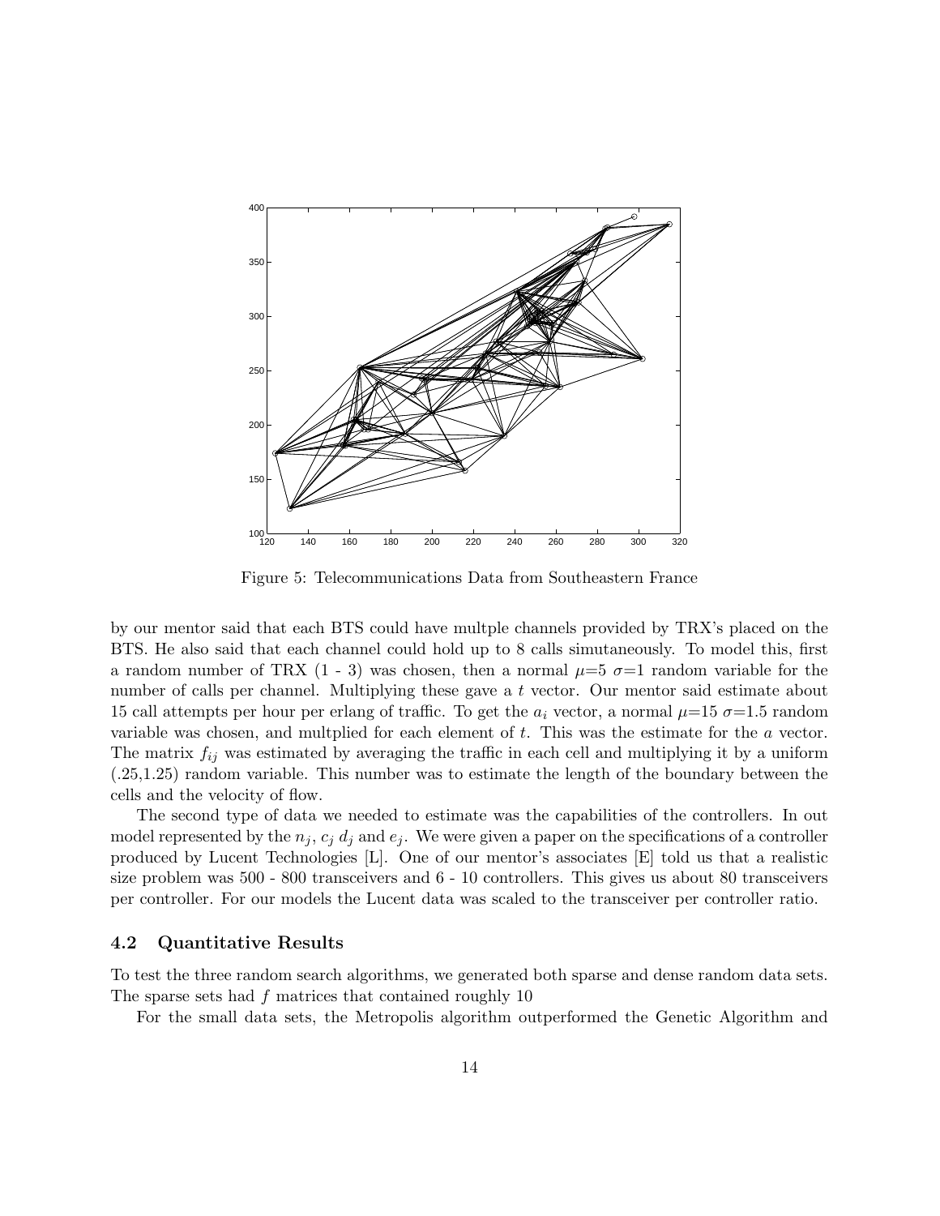Figure 5: Telecommunications Data from Southeastern France

by our mentor said that each BTS could have multple channels provided by TRX's placed on the BTS. He also said that each channel could hold up to 8 calls simutaneously. To model this, first a random number of TRX (1 - 3) was chosen, then a normal $\mu$=5 $\sigma$=1 random variable for the number of calls per channel. Multiplying these gave a $t$ vector. Our mentor said estimate about 15 call attempts per hour per erlang of traffic. To get the $a_i$ vector, a normal $\mu$=15 $\sigma$=1.5 random variable was chosen, and multplied for each element of $t$. This was the estimate for the $a$ vector. The matrix $f_{ij}$ was estimated by averaging the traffic in each cell and multiplying it by a uniform (.25,1.25) random variable. This number was to estimate the length of the boundary between the cells and the velocity of flow.

The second type of data we needed to estimate was the capabilities of the controllers. In out model represented by the $n_j$, $c_j$ $d_j$ and $e_j$. We were given a paper on the specifications of a controller produced by Lucent Technologies [L]. One of our mentor's associates [E] told us that a realistic size problem was 500 - 800 transceivers and 6 - 10 controllers. This gives us about 80 transceivers per controller. For our models the Lucent data was scaled to the transceiver per controller ratio.

### 4.2 Quantitative Results

To test the three random search algorithms, we generated both sparse and dense random data sets. The sparse sets had $f$ matrices that contained roughly 10

For the small data sets, the Metropolis algorithm outperformed the Genetic Algorithm and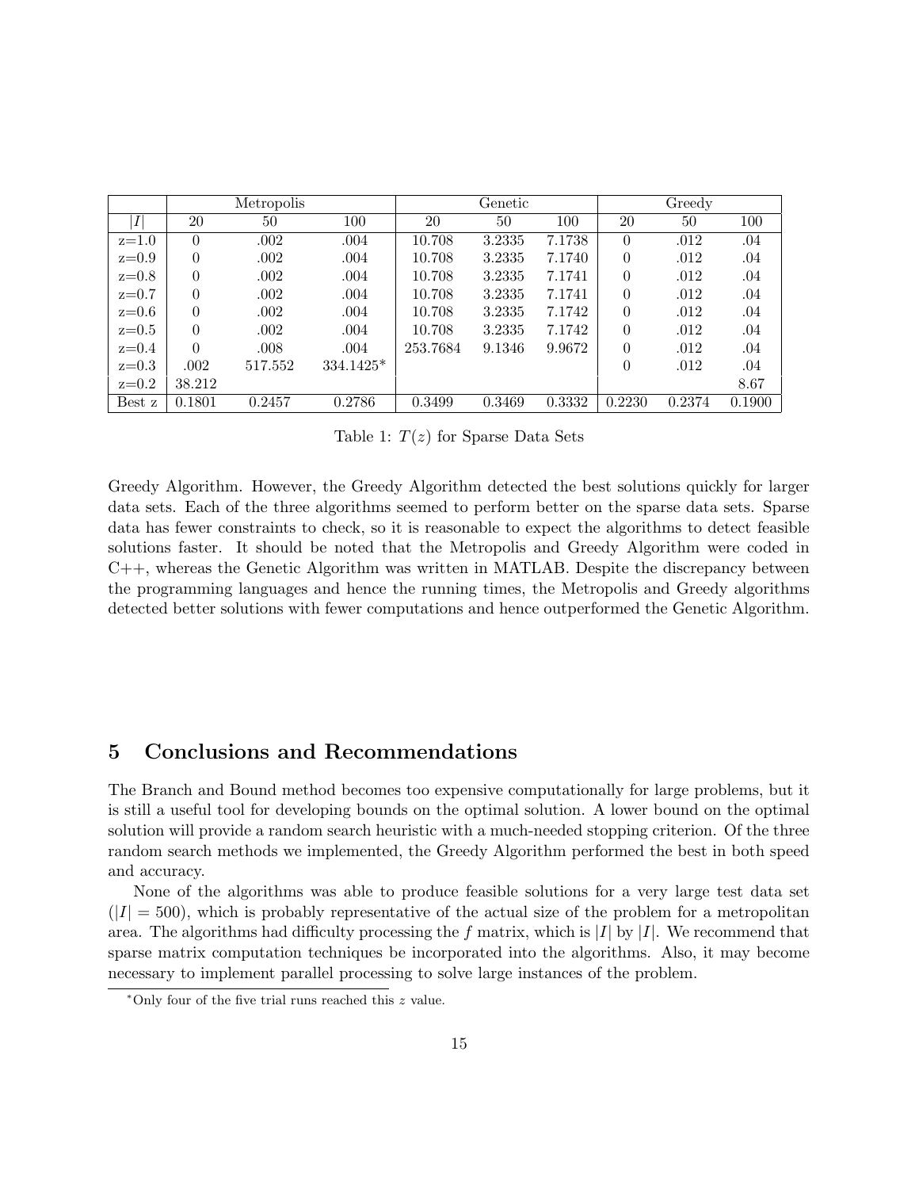| | Metropolis | | | Genetic | | | Greedy | | |
|---|---|---|---|---|---|---|---|---|---|
| $\|I\|$ | 20 | 50 | 100 | 20 | 50 | 100 | 20 | 50 | 100 |
| z=1.0 | 0 | .002 | .004 | 10.708 | 3.2335 | 7.1738 | 0 | .012 | .04 |
| z=0.9 | 0 | .002 | .004 | 10.708 | 3.2335 | 7.1740 | 0 | .012 | .04 |
| z=0.8 | 0 | .002 | .004 | 10.708 | 3.2335 | 7.1741 | 0 | .012 | .04 |
| z=0.7 | 0 | .002 | .004 | 10.708 | 3.2335 | 7.1741 | 0 | .012 | .04 |
| z=0.6 | 0 | .002 | .004 | 10.708 | 3.2335 | 7.1742 | 0 | .012 | .04 |
| z=0.5 | 0 | .002 | .004 | 10.708 | 3.2335 | 7.1742 | 0 | .012 | .04 |
| z=0.4 | 0 | .008 | .004 | 253.7684 | 9.1346 | 9.9672 | 0 | .012 | .04 |
| z=0.3 | .002 | 517.552 | 334.1425* | | | | 0 | .012 | .04 |
| z=0.2 | 38.212 | | | | | | | | 8.67 |
| Best z | 0.1801 | 0.2457 | 0.2786 | 0.3499 | 0.3469 | 0.3332 | 0.2230 | 0.2374 | 0.1900 |

Table 1: $T(z)$ for Sparse Data Sets

Greedy Algorithm. However, the Greedy Algorithm detected the best solutions quickly for larger data sets. Each of the three algorithms seemed to perform better on the sparse data sets. Sparse data has fewer constraints to check, so it is reasonable to expect the algorithms to detect feasible solutions faster. It should be noted that the Metropolis and Greedy Algorithm were coded in C++, whereas the Genetic Algorithm was written in MATLAB. Despite the discrepancy between the programming languages and hence the running times, the Metropolis and Greedy algorithms detected better solutions with fewer computations and hence outperformed the Genetic Algorithm.

## 5 Conclusions and Recommendations

The Branch and Bound method becomes too expensive computationally for large problems, but it is still a useful tool for developing bounds on the optimal solution. A lower bound on the optimal solution will provide a random search heuristic with a much-needed stopping criterion. Of the three random search methods we implemented, the Greedy Algorithm performed the best in both speed and accuracy.

None of the algorithms was able to produce feasible solutions for a very large test data set ($|I| = 500$), which is probably representative of the actual size of the problem for a metropolitan area. The algorithms had difficulty processing the $f$ matrix, which is $|I|$ by $|I|$. We recommend that sparse matrix computation techniques be incorporated into the algorithms. Also, it may become necessary to implement parallel processing to solve large instances of the problem.

*Only four of the five trial runs reached this $z$ value.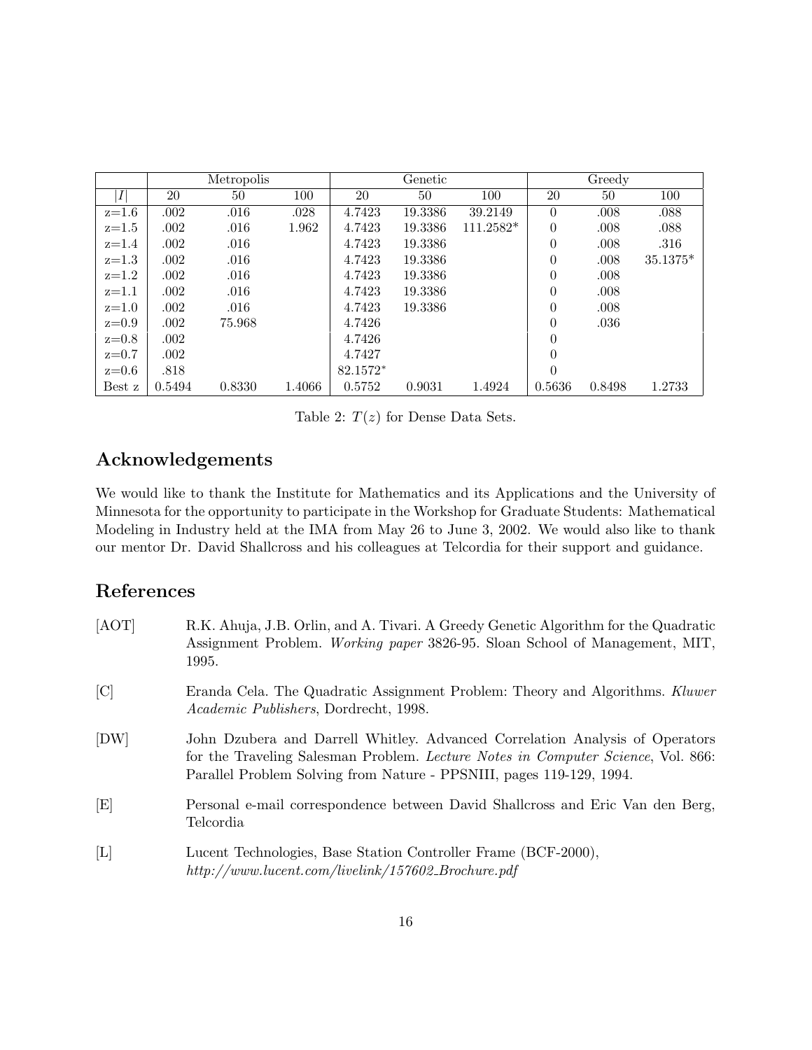| | Metropolis | | | Genetic | | | Greedy | | |
|---|---|---|---|---|---|---|---|---|---|
| $\|I\|$ | 20 | 50 | 100 | 20 | 50 | 100 | 20 | 50 | 100 |
| z=1.6 | .002 | .016 | .028 | 4.7423 | 19.3386 | 39.2149 | 0 | .008 | .088 |
| z=1.5 | .002 | .016 | 1.962 | 4.7423 | 19.3386 | 111.2582* | 0 | .008 | .088 |
| z=1.4 | .002 | .016 | | 4.7423 | 19.3386 | | 0 | .008 | .316 |
| z=1.3 | .002 | .016 | | 4.7423 | 19.3386 | | 0 | .008 | 35.1375* |
| z=1.2 | .002 | .016 | | 4.7423 | 19.3386 | | 0 | .008 | |
| z=1.1 | .002 | .016 | | 4.7423 | 19.3386 | | 0 | .008 | |
| z=1.0 | .002 | .016 | | 4.7423 | 19.3386 | | 0 | .008 | |
| z=0.9 | .002 | 75.968 | | 4.7426 | | | 0 | .036 | |
| z=0.8 | .002 | | | 4.7426 | | | 0 | | |
| z=0.7 | .002 | | | 4.7427 | | | 0 | | |
| z=0.6 | .818 | | | 82.1572* | | | 0 | | |
| Best z | 0.5494 | 0.8330 | 1.4066 | 0.5752 | 0.9031 | 1.4924 | 0.5636 | 0.8498 | 1.2733 |

Table 2: $T(z)$ for Dense Data Sets.

## Acknowledgements

We would like to thank the Institute for Mathematics and its Applications and the University of Minnesota for the opportunity to participate in the Workshop for Graduate Students: Mathematical Modeling in Industry held at the IMA from May 26 to June 3, 2002. We would also like to thank our mentor Dr. David Shallcross and his colleagues at Telcordia for their support and guidance.

## References

[AOT] R.K. Ahuja, J.B. Orlin, and A. Tivari. A Greedy Genetic Algorithm for the Quadratic Assignment Problem. *Working paper* 3826-95. Sloan School of Management, MIT, 1995.

[C] Eranda Cela. The Quadratic Assignment Problem: Theory and Algorithms. *Kluwer Academic Publishers*, Dordrecht, 1998.

[DW] John Dzubera and Darrell Whitley. Advanced Correlation Analysis of Operators for the Traveling Salesman Problem. *Lecture Notes in Computer Science*, Vol. 866: Parallel Problem Solving from Nature - PPSNIII, pages 119-129, 1994.

[E] Personal e-mail correspondence between David Shallcross and Eric Van den Berg, Telcordia

[L] Lucent Technologies, Base Station Controller Frame (BCF-2000), *http://www.lucent.com/livelink/157602_Brochure.pdf*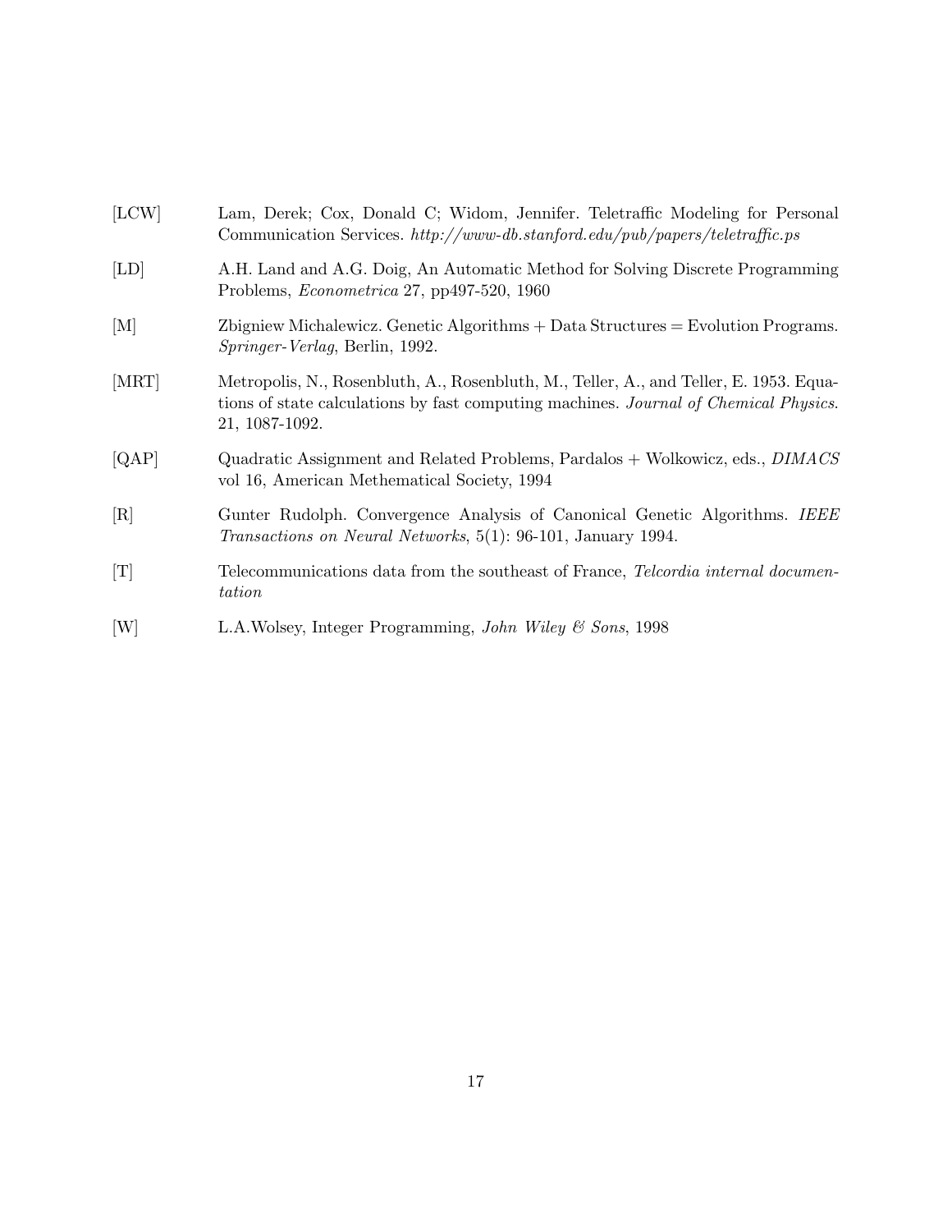[LCW] Lam, Derek; Cox, Donald C; Widom, Jennifer. Teletraffic Modeling for Personal Communication Services. *http://www-db.stanford.edu/pub/papers/teletraffic.ps*

[LD] A.H. Land and A.G. Doig, An Automatic Method for Solving Discrete Programming Problems, *Econometrica* 27, pp497-520, 1960

[M] Zbigniew Michalewicz. Genetic Algorithms + Data Structures = Evolution Programs. *Springer-Verlag*, Berlin, 1992.

[MRT] Metropolis, N., Rosenbluth, A., Rosenbluth, M., Teller, A., and Teller, E. 1953. Equations of state calculations by fast computing machines. *Journal of Chemical Physics*. 21, 1087-1092.

[QAP] Quadratic Assignment and Related Problems, Pardalos + Wolkowicz, eds., *DIMACS* vol 16, American Methematical Society, 1994

[R] Gunter Rudolph. Convergence Analysis of Canonical Genetic Algorithms. *IEEE Transactions on Neural Networks*, 5(1): 96-101, January 1994.

[T] Telecommunications data from the southeast of France, *Telcordia internal documentation*

[W] L.A.Wolsey, Integer Programming, *John Wiley & Sons*, 1998